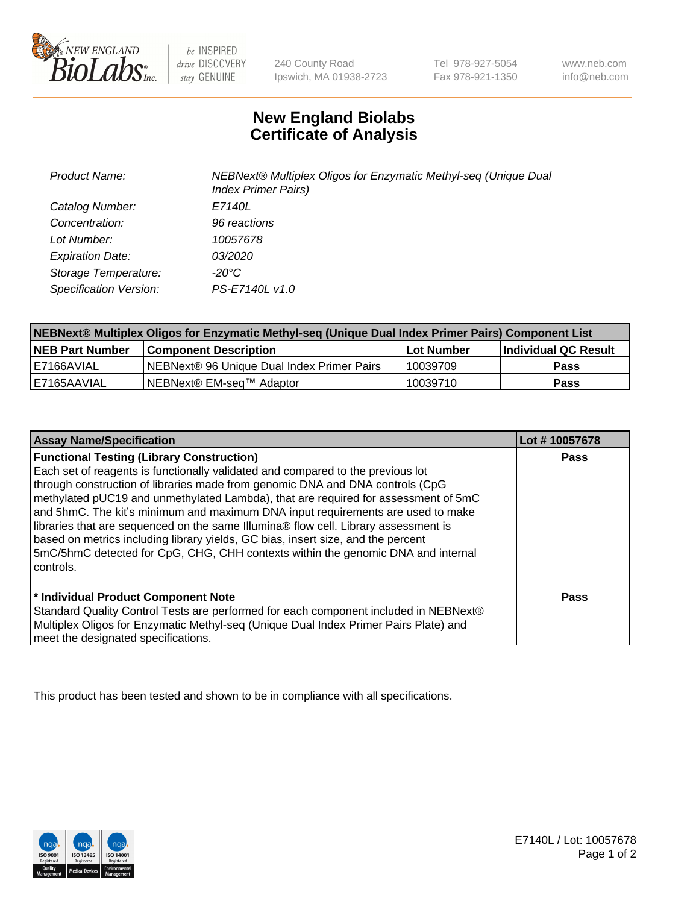New England Biolabs — be INSPIRED drive DISCOVERY stay GENUINE

240 County Road
Ipswich, MA 01938-2723

Tel 978-927-5054
Fax 978-921-1350

www.neb.com
info@neb.com

# New England Biolabs
# Certificate of Analysis

| | |
|---|---|
| *Product Name:* | *NEBNext® Multiplex Oligos for Enzymatic Methyl-seq (Unique Dual Index Primer Pairs)* |
| *Catalog Number:* | *E7140L* |
| *Concentration:* | *96 reactions* |
| *Lot Number:* | *10057678* |
| *Expiration Date:* | *03/2020* |
| *Storage Temperature:* | *-20°C* |
| *Specification Version:* | *PS-E7140L v1.0* |

| **NEBNext® Multiplex Oligos for Enzymatic Methyl-seq (Unique Dual Index Primer Pairs) Component List** | | | |
|---|---|---|---|
| **NEB Part Number** | **Component Description** | **Lot Number** | **Individual QC Result** |
| E7166AVIAL | NEBNext® 96 Unique Dual Index Primer Pairs | 10039709 | **Pass** |
| E7165AAVIAL | NEBNext® EM-seq™ Adaptor | 10039710 | **Pass** |

| **Assay Name/Specification** | **Lot # 10057678** |
|---|---|
| **Functional Testing (Library Construction)** Each set of reagents is functionally validated and compared to the previous lot through construction of libraries made from genomic DNA and DNA controls (CpG methylated pUC19 and unmethylated Lambda), that are required for assessment of 5mC and 5hmC. The kit's minimum and maximum DNA input requirements are used to make libraries that are sequenced on the same Illumina® flow cell. Library assessment is based on metrics including library yields, GC bias, insert size, and the percent 5mC/5hmC detected for CpG, CHG, CHH contexts within the genomic DNA and internal controls. | **Pass** |
| **\* Individual Product Component Note** Standard Quality Control Tests are performed for each component included in NEBNext® Multiplex Oligos for Enzymatic Methyl-seq (Unique Dual Index Primer Pairs Plate) and meet the designated specifications. | **Pass** |

This product has been tested and shown to be in compliance with all specifications.

E7140L / Lot: 10057678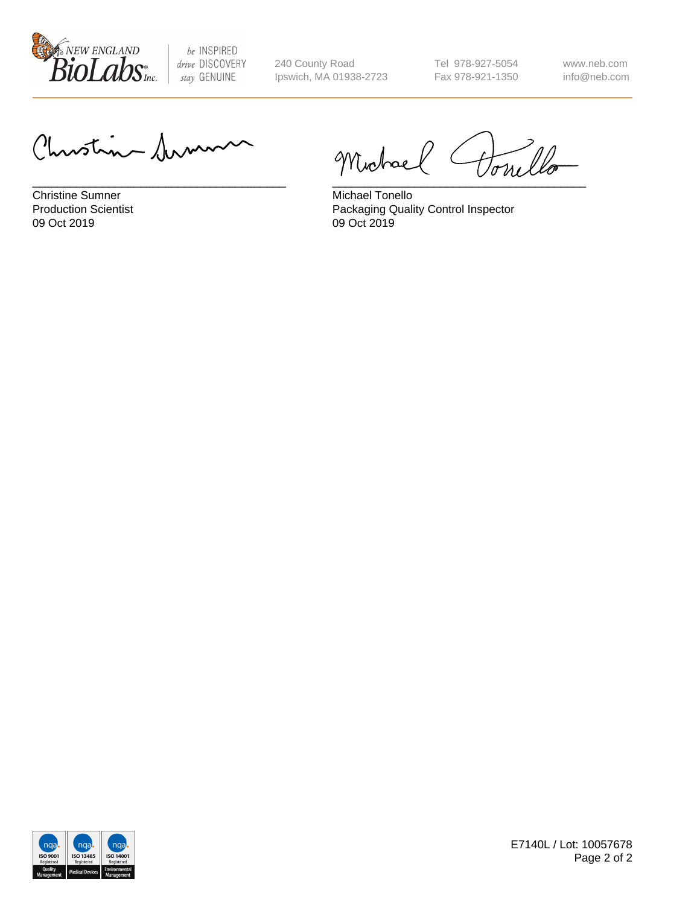NEW ENGLAND BioLabs Inc.

be INSPIRED drive DISCOVERY stay GENUINE

240 County Road
Ipswich, MA 01938-2723

Tel 978-927-5054
Fax 978-921-1350

www.neb.com
info@neb.com

Christine Sumner
Production Scientist
09 Oct 2019

Michael Tonello
Packaging Quality Control Inspector
09 Oct 2019

E7140L / Lot: 10057678